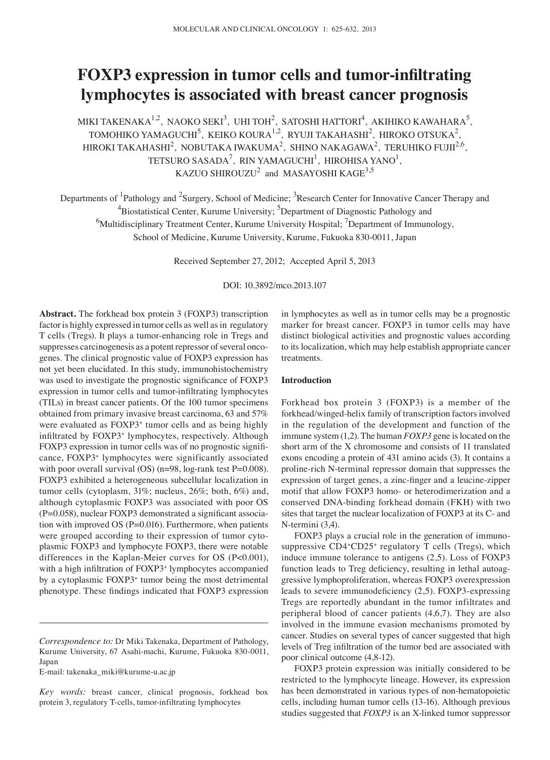# FOXP3 expression in tumor cells and tumor-infiltrating lymphocytes is associated with breast cancer prognosis

MIKI TAKENAKA[1,2], NAOKO SEKI[3], UHI TOH[2], SATOSHI HATTORI[4], AKIHIKO KAWAHARA[5], TOMOHIKO YAMAGUCHI[5], KEIKO KOURA[1,2], RYUJI TAKAHASHI[2], HIROKO OTSUKA[2], HIROKI TAKAHASHI[2], NOBUTAKA IWAKUMA[2], SHINO NAKAGAWA[2], TERUHIKO FUJII[2,6], TETSURO SASADA[7], RIN YAMAGUCHI[1], HIROHISA YANO[1], KAZUO SHIROUZU[2] and MASAYOSHI KAGE[3,5]

Departments of [1]Pathology and [2]Surgery, School of Medicine; [3]Research Center for Innovative Cancer Therapy and [4]Biostatistical Center, Kurume University; [5]Department of Diagnostic Pathology and [6]Multidisciplinary Treatment Center, Kurume University Hospital; [7]Department of Immunology, School of Medicine, Kurume University, Kurume, Fukuoka 830-0011, Japan

Received September 27, 2012; Accepted April 5, 2013

DOI: 10.3892/mco.2013.107

**Abstract.** The forkhead box protein 3 (FOXP3) transcription factor is highly expressed in tumor cells as well as in regulatory T cells (Tregs). It plays a tumor-enhancing role in Tregs and suppresses carcinogenesis as a potent repressor of several oncogenes. The clinical prognostic value of FOXP3 expression has not yet been elucidated. In this study, immunohistochemistry was used to investigate the prognostic significance of FOXP3 expression in tumor cells and tumor-infiltrating lymphocytes (TILs) in breast cancer patients. Of the 100 tumor specimens obtained from primary invasive breast carcinoma, 63 and 57% were evaluated as FOXP3$^+$ tumor cells and as being highly infiltrated by FOXP3$^+$ lymphocytes, respectively. Although FOXP3 expression in tumor cells was of no prognostic significance, FOXP3$^+$ lymphocytes were significantly associated with poor overall survival (OS) (n=98, log-rank test P=0.008). FOXP3 exhibited a heterogeneous subcellular localization in tumor cells (cytoplasm, 31%; nucleus, 26%; both, 6%) and, although cytoplasmic FOXP3 was associated with poor OS (P=0.058), nuclear FOXP3 demonstrated a significant association with improved OS (P=0.016). Furthermore, when patients were grouped according to their expression of tumor cytoplasmic FOXP3 and lymphocyte FOXP3, there were notable differences in the Kaplan-Meier curves for OS (P<0.001), with a high infiltration of FOXP3$^+$ lymphocytes accompanied by a cytoplasmic FOXP3$^+$ tumor being the most detrimental phenotype. These findings indicated that FOXP3 expression in lymphocytes as well as in tumor cells may be a prognostic marker for breast cancer. FOXP3 in tumor cells may have distinct biological activities and prognostic values according to its localization, which may help establish appropriate cancer treatments.

## Introduction

Forkhead box protein 3 (FOXP3) is a member of the forkhead/winged-helix family of transcription factors involved in the regulation of the development and function of the immune system (1,2). The human *FOXP3* gene is located on the short arm of the X chromosome and consists of 11 translated exons encoding a protein of 431 amino acids (3). It contains a proline-rich N-terminal repressor domain that suppresses the expression of target genes, a zinc-finger and a leucine-zipper motif that allow FOXP3 homo- or heterodimerization and a conserved DNA-binding forkhead domain (FKH) with two sites that target the nuclear localization of FOXP3 at its C- and N-termini (3,4).

FOXP3 plays a crucial role in the generation of immunosuppressive CD4$^+$CD25$^+$ regulatory T cells (Tregs), which induce immune tolerance to antigens (2,5). Loss of FOXP3 function leads to Treg deficiency, resulting in lethal autoaggressive lymphoproliferation, whereas FOXP3 overexpression leads to severe immunodeficiency (2,5). FOXP3-expressing Tregs are reportedly abundant in the tumor infiltrates and peripheral blood of cancer patients (4,6,7). They are also involved in the immune evasion mechanisms promoted by cancer. Studies on several types of cancer suggested that high levels of Treg infiltration of the tumor bed are associated with poor clinical outcome (4,8-12).

FOXP3 protein expression was initially considered to be restricted to the lymphocyte lineage. However, its expression has been demonstrated in various types of non-hematopoietic cells, including human tumor cells (13-16). Although previous studies suggested that *FOXP3* is an X-linked tumor suppressor

*Correspondence to:* Dr Miki Takenaka, Department of Pathology, Kurume University, 67 Asahi-machi, Kurume, Fukuoka 830-0011, Japan
E-mail: takenaka_miki@kurume-u.ac.jp

*Key words:* breast cancer, clinical prognosis, forkhead box protein 3, regulatory T-cells, tumor-infiltrating lymphocytes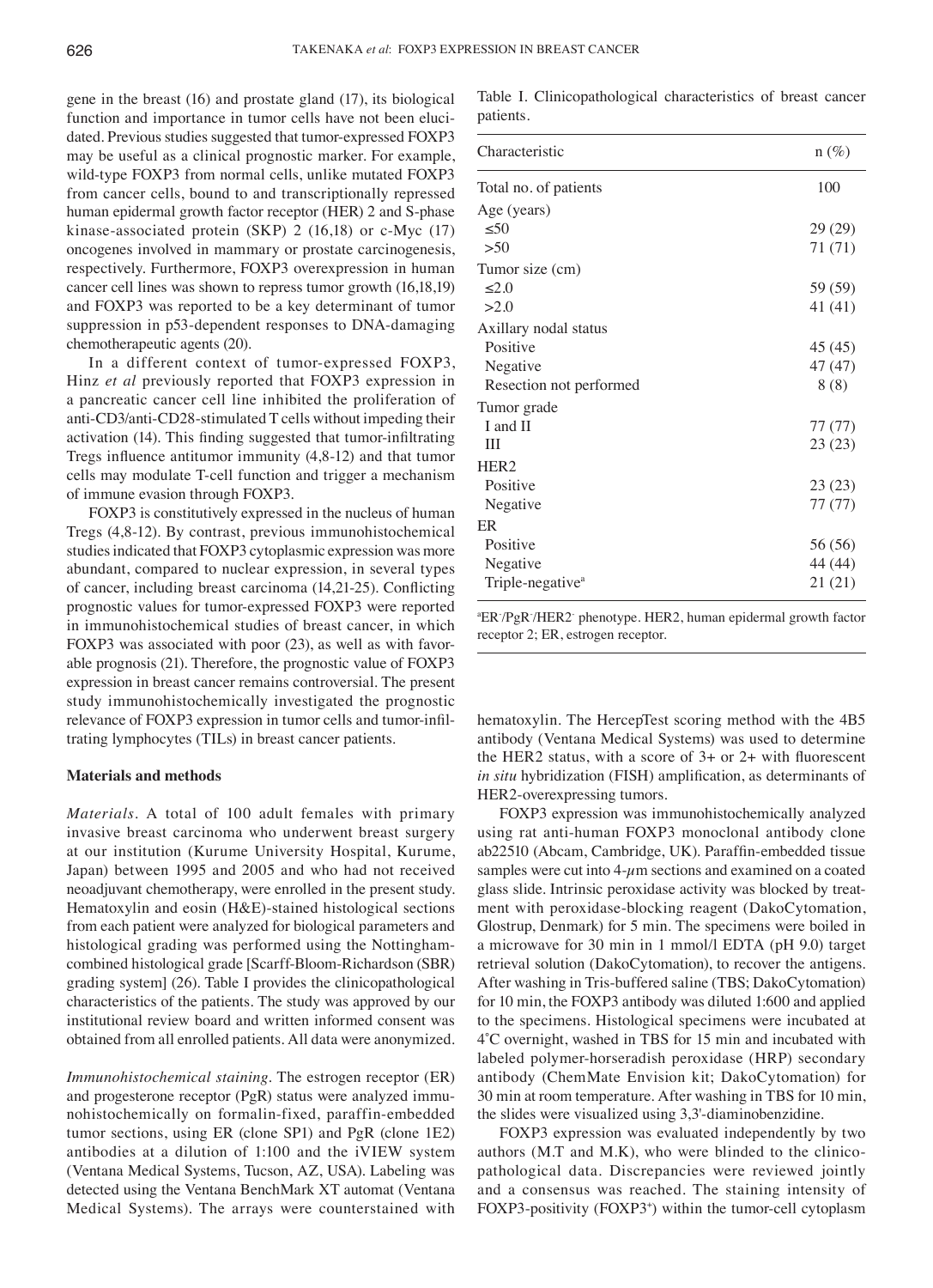gene in the breast (16) and prostate gland (17), its biological function and importance in tumor cells have not been elucidated. Previous studies suggested that tumor-expressed FOXP3 may be useful as a clinical prognostic marker. For example, wild-type FOXP3 from normal cells, unlike mutated FOXP3 from cancer cells, bound to and transcriptionally repressed human epidermal growth factor receptor (HER) 2 and S-phase kinase-associated protein (SKP) 2 (16,18) or c-Myc (17) oncogenes involved in mammary or prostate carcinogenesis, respectively. Furthermore, FOXP3 overexpression in human cancer cell lines was shown to repress tumor growth (16,18,19) and FOXP3 was reported to be a key determinant of tumor suppression in p53-dependent responses to DNA-damaging chemotherapeutic agents (20).

In a different context of tumor-expressed FOXP3, Hinz *et al* previously reported that FOXP3 expression in a pancreatic cancer cell line inhibited the proliferation of anti-CD3/anti-CD28-stimulated T cells without impeding their activation (14). This finding suggested that tumor-infiltrating Tregs influence antitumor immunity (4,8-12) and that tumor cells may modulate T-cell function and trigger a mechanism of immune evasion through FOXP3.

FOXP3 is constitutively expressed in the nucleus of human Tregs (4,8-12). By contrast, previous immunohistochemical studies indicated that FOXP3 cytoplasmic expression was more abundant, compared to nuclear expression, in several types of cancer, including breast carcinoma (14,21-25). Conflicting prognostic values for tumor-expressed FOXP3 were reported in immunohistochemical studies of breast cancer, in which FOXP3 was associated with poor (23), as well as with favorable prognosis (21). Therefore, the prognostic value of FOXP3 expression in breast cancer remains controversial. The present study immunohistochemically investigated the prognostic relevance of FOXP3 expression in tumor cells and tumor-infiltrating lymphocytes (TILs) in breast cancer patients.

## Materials and methods

*Materials.* A total of 100 adult females with primary invasive breast carcinoma who underwent breast surgery at our institution (Kurume University Hospital, Kurume, Japan) between 1995 and 2005 and who had not received neoadjuvant chemotherapy, were enrolled in the present study. Hematoxylin and eosin (H&E)-stained histological sections from each patient were analyzed for biological parameters and histological grading was performed using the Nottingham-combined histological grade [Scarff-Bloom-Richardson (SBR) grading system] (26). Table I provides the clinicopathological characteristics of the patients. The study was approved by our institutional review board and written informed consent was obtained from all enrolled patients. All data were anonymized.

*Immunohistochemical staining.* The estrogen receptor (ER) and progesterone receptor (PgR) status were analyzed immunohistochemically on formalin-fixed, paraffin-embedded tumor sections, using ER (clone SP1) and PgR (clone 1E2) antibodies at a dilution of 1:100 and the iVIEW system (Ventana Medical Systems, Tucson, AZ, USA). Labeling was detected using the Ventana BenchMark XT automat (Ventana Medical Systems). The arrays were counterstained with hematoxylin. The HercepTest scoring method with the 4B5 antibody (Ventana Medical Systems) was used to determine the HER2 status, with a score of 3+ or 2+ with fluorescent *in situ* hybridization (FISH) amplification, as determinants of HER2-overexpressing tumors.

Table I. Clinicopathological characteristics of breast cancer patients.

| Characteristic | n (%) |
|---|---|
| Total no. of patients | 100 |
| Age (years) | |
| ≤50 | 29 (29) |
| >50 | 71 (71) |
| Tumor size (cm) | |
| ≤2.0 | 59 (59) |
| >2.0 | 41 (41) |
| Axillary nodal status | |
| Positive | 45 (45) |
| Negative | 47 (47) |
| Resection not performed | 8 (8) |
| Tumor grade | |
| I and II | 77 (77) |
| III | 23 (23) |
| HER2 | |
| Positive | 23 (23) |
| Negative | 77 (77) |
| ER | |
| Positive | 56 (56) |
| Negative | 44 (44) |
| Triple-negative[a] | 21 (21) |

[a]ER$^-$/PgR$^-$/HER2$^-$ phenotype. HER2, human epidermal growth factor receptor 2; ER, estrogen receptor.

FOXP3 expression was immunohistochemically analyzed using rat anti-human FOXP3 monoclonal antibody clone ab22510 (Abcam, Cambridge, UK). Paraffin-embedded tissue samples were cut into 4-$\mu$m sections and examined on a coated glass slide. Intrinsic peroxidase activity was blocked by treatment with peroxidase-blocking reagent (DakoCytomation, Glostrup, Denmark) for 5 min. The specimens were boiled in a microwave for 30 min in 1 mmol/l EDTA (pH 9.0) target retrieval solution (DakoCytomation), to recover the antigens. After washing in Tris-buffered saline (TBS; DakoCytomation) for 10 min, the FOXP3 antibody was diluted 1:600 and applied to the specimens. Histological specimens were incubated at 4˚C overnight, washed in TBS for 15 min and incubated with labeled polymer-horseradish peroxidase (HRP) secondary antibody (ChemMate Envision kit; DakoCytomation) for 30 min at room temperature. After washing in TBS for 10 min, the slides were visualized using 3,3'-diaminobenzidine.

FOXP3 expression was evaluated independently by two authors (M.T and M.K), who were blinded to the clinicopathological data. Discrepancies were reviewed jointly and a consensus was reached. The staining intensity of FOXP3-positivity (FOXP3$^+$) within the tumor-cell cytoplasm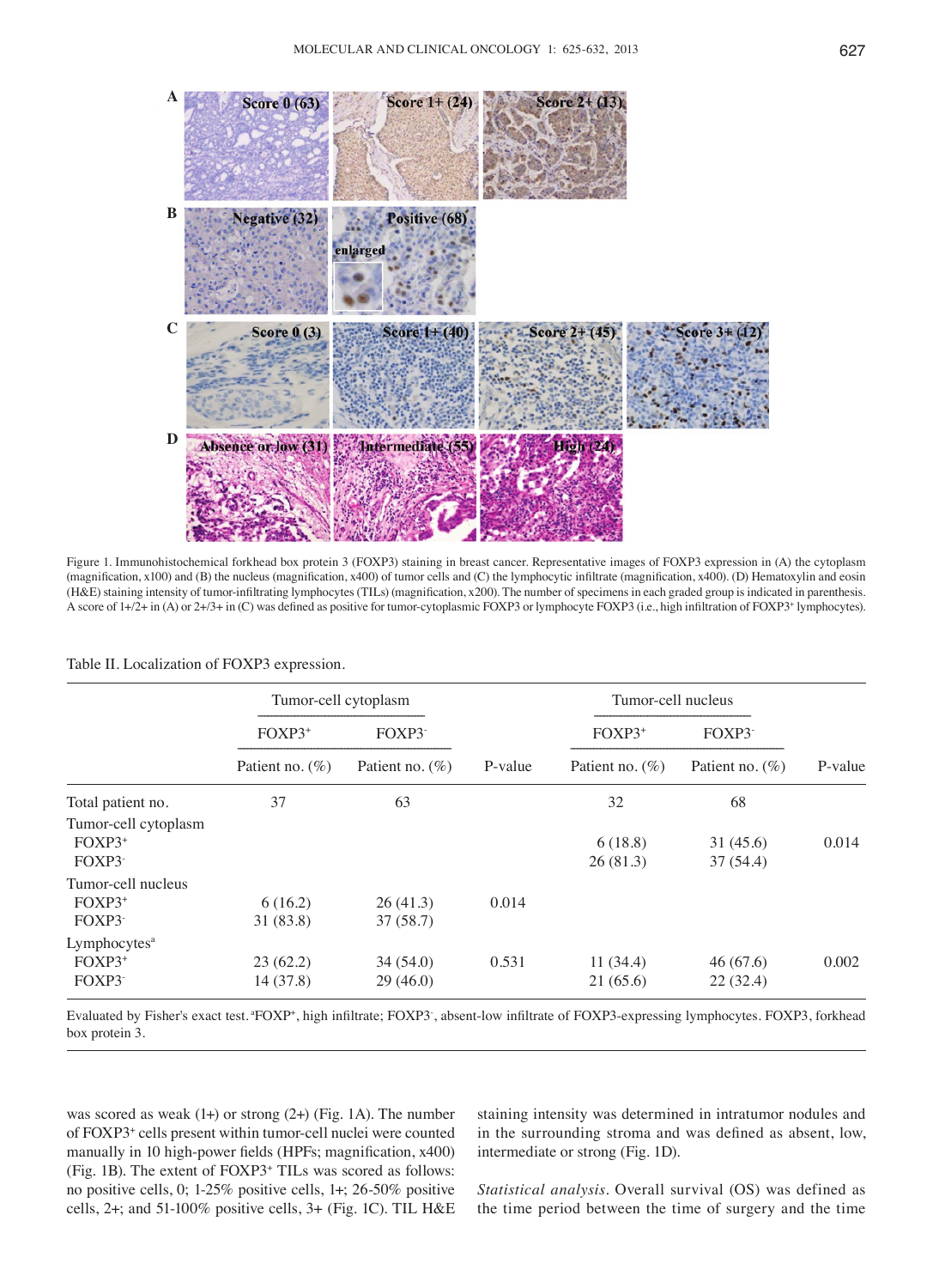Figure 1. Immunohistochemical forkhead box protein 3 (FOXP3) staining in breast cancer. Representative images of FOXP3 expression in (A) the cytoplasm (magnification, x100) and (B) the nucleus (magnification, x400) of tumor cells and (C) the lymphocytic infiltrate (magnification, x400). (D) Hematoxylin and eosin (H&E) staining intensity of tumor-infiltrating lymphocytes (TILs) (magnification, x200). The number of specimens in each graded group is indicated in parenthesis. A score of 1+/2+ in (A) or 2+/3+ in (C) was defined as positive for tumor-cytoplasmic FOXP3 or lymphocyte FOXP3 (i.e., high infiltration of FOXP3+ lymphocytes).

Table II. Localization of FOXP3 expression.

| | Tumor-cell cytoplasm | | | Tumor-cell nucleus | | |
|---|---|---|---|---|---|---|
| | FOXP3+ | FOXP3- | | FOXP3+ | FOXP3- | |
| | Patient no. (%) | Patient no. (%) | P-value | Patient no. (%) | Patient no. (%) | P-value |
| Total patient no. | 37 | 63 | | 32 | 68 | |
| Tumor-cell cytoplasm | | | | | | |
| FOXP3+ | | | | 6 (18.8) | 31 (45.6) | 0.014 |
| FOXP3- | | | | 26 (81.3) | 37 (54.4) | |
| Tumor-cell nucleus | | | | | | |
| FOXP3+ | 6 (16.2) | 26 (41.3) | 0.014 | | | |
| FOXP3- | 31 (83.8) | 37 (58.7) | | | | |
| Lymphocytes[a] | | | | | | |
| FOXP3+ | 23 (62.2) | 34 (54.0) | 0.531 | 11 (34.4) | 46 (67.6) | 0.002 |
| FOXP3- | 14 (37.8) | 29 (46.0) | | 21 (65.6) | 22 (32.4) | |

Evaluated by Fisher's exact test. [a]FOXP+, high infiltrate; FOXP3-, absent-low infiltrate of FOXP3-expressing lymphocytes. FOXP3, forkhead box protein 3.

was scored as weak (1+) or strong (2+) (Fig. 1A). The number of FOXP3+ cells present within tumor-cell nuclei were counted manually in 10 high-power fields (HPFs; magnification, x400) (Fig. 1B). The extent of FOXP3+ TILs was scored as follows: no positive cells, 0; 1-25% positive cells, 1+; 26-50% positive cells, 2+; and 51-100% positive cells, 3+ (Fig. 1C). TIL H&E staining intensity was determined in intratumor nodules and in the surrounding stroma and was defined as absent, low, intermediate or strong (Fig. 1D).

*Statistical analysis*. Overall survival (OS) was defined as the time period between the time of surgery and the time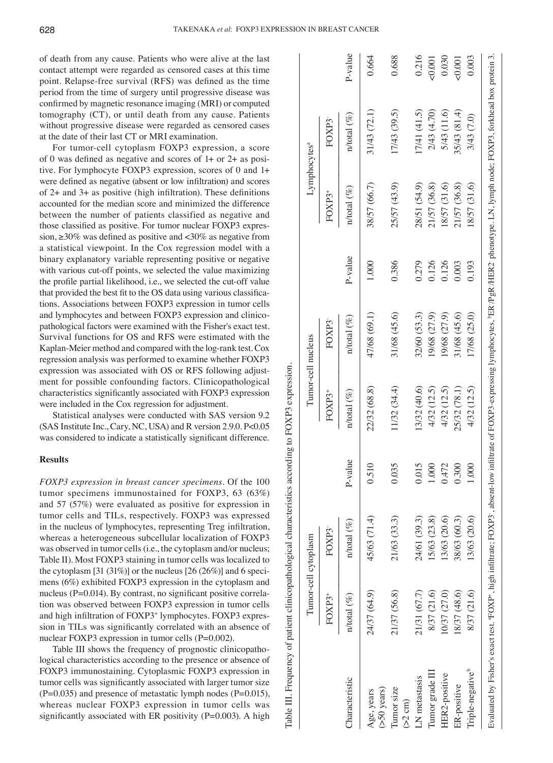of death from any cause. Patients who were alive at the last contact attempt were regarded as censored cases at this time point. Relapse-free survival (RFS) was defined as the time period from the time of surgery until progressive disease was confirmed by magnetic resonance imaging (MRI) or computed tomography (CT), or until death from any cause. Patients without progressive disease were regarded as censored cases at the date of their last CT or MRI examination.

For tumor-cell cytoplasm FOXP3 expression, a score of 0 was defined as negative and scores of 1+ or 2+ as positive. For lymphocyte FOXP3 expression, scores of 0 and 1+ were defined as negative (absent or low infiltration) and scores of 2+ and 3+ as positive (high infiltration). These definitions accounted for the median score and minimized the difference between the number of patients classified as negative and those classified as positive. For tumor nuclear FOXP3 expression, ≥30% was defined as positive and <30% as negative from a statistical viewpoint. In the Cox regression model with a binary explanatory variable representing positive or negative with various cut-off points, we selected the value maximizing the profile partial likelihood, i.e., we selected the cut-off value that provided the best fit to the OS data using various classifications. Associations between FOXP3 expression in tumor cells and lymphocytes and between FOXP3 expression and clinicopathological factors were examined with the Fisher's exact test. Survival functions for OS and RFS were estimated with the Kaplan-Meier method and compared with the log-rank test. Cox regression analysis was performed to examine whether FOXP3 expression was associated with OS or RFS following adjustment for possible confounding factors. Clinicopathological characteristics significantly associated with FOXP3 expression were included in the Cox regression for adjustment.

Statistical analyses were conducted with SAS version 9.2 (SAS Institute Inc., Cary, NC, USA) and R version 2.9.0. P<0.05 was considered to indicate a statistically significant difference.

## Results

*FOXP3 expression in breast cancer specimens*. Of the 100 tumor specimens immunostained for FOXP3, 63 (63%) and 57 (57%) were evaluated as positive for expression in tumor cells and TILs, respectively. FOXP3 was expressed in the nucleus of lymphocytes, representing Treg infiltration, whereas a heterogeneous subcellular localization of FOXP3 was observed in tumor cells (i.e., the cytoplasm and/or nucleus; Table II). Most FOXP3 staining in tumor cells was localized to the cytoplasm [31 (31%)] or the nucleus [26 (26%)] and 6 specimens (6%) exhibited FOXP3 expression in the cytoplasm and nucleus (P=0.014). By contrast, no significant positive correlation was observed between FOXP3 expression in tumor cells and high infiltration of $FOXP3^+$ lymphocytes. FOXP3 expression in TILs was significantly correlated with an absence of nuclear FOXP3 expression in tumor cells (P=0.002).

Table III shows the frequency of prognostic clinicopathological characteristics according to the presence or absence of FOXP3 immunostaining. Cytoplasmic FOXP3 expression in tumor cells was significantly associated with larger tumor size (P=0.035) and presence of metastatic lymph nodes (P=0.015), whereas nuclear FOXP3 expression in tumor cells was significantly associated with ER positivity (P=0.003). A high

Table III. Frequency of patient clinicopathological characteristics according to FOXP3 expression.

| | Tumor-cell cytoplasm | | | Tumor-cell nucleus | | | Lymphocytes[a] | | |
|---|---|---|---|---|---|---|---|---|---|
| | $FOXP3^+$ | $FOXP3^-$ | | $FOXP3^+$ | $FOXP3^-$ | | $FOXP3^+$ | $FOXP3^-$ | |
| Characteristic | n/total (%) | n/total (%) | P-value | n/total (%) | n/total (%) | P-value | n/total (%) | n/total (%) | P-value |
| Age, years (>50 years) | 24/37 (64.9) | 45/63 (71.4) | 0.510 | 22/32 (68.8) | 47/68 (69.1) | 1.000 | 38/57 (66.7) | 31/43 (72.1) | 0.664 |
| Tumor size (>2 cm) | 21/37 (56.8) | 21/63 (33.3) | 0.035 | 11/32 (34.4) | 31/68 (45.6) | 0.386 | 25/57 (43.9) | 17/43 (39.5) | 0.688 |
| LN metastasis | 21/31 (67.7) | 24/61 (39.3) | 0.015 | 13/32 (40.6) | 32/60 (53.3) | 0.279 | 28/51 (54.9) | 17/41 (41.5) | 0.216 |
| Tumor grade III | 8/37 (21.6) | 15/63 (23.8) | 1.000 | 4/32 (12.5) | 19/68 (27.9) | 0.126 | 21/57 (36.8) | 2/43 (4.70) | <0.001 |
| HER2-positive | 10/37 (27.0) | 13/63 (20.6) | 0.472 | 4/32 (12.5) | 19/68 (27.9) | 0.126 | 18/57 (31.6) | 5/43 (11.6) | 0.030 |
| ER-positive | 18/37 (48.6) | 38/63 (60.3) | 0.300 | 25/32 (78.1) | 31/68 (45.6) | 0.003 | 21/57 (36.8) | 35/43 (81.4) | <0.001 |
| Triple-negative[b] | 8/37 (21.6) | 13/63 (20.6) | 1.000 | 4/32 (12.5) | 17/68 (25.0) | 0.193 | 18/57 (31.6) | 3/43 (7.0) | 0.003 |

Evaluated by Fisher's exact test. [a]$FOXP^+$, high infiltrate; $FOXP3^-$, absent-low infiltrate of FOXP3-expressing lymphocytes, [b]$ER^-/PgR^-/HER2^-$ phenotype. LN, lymph node; FOXP3, forkhead box protein 3.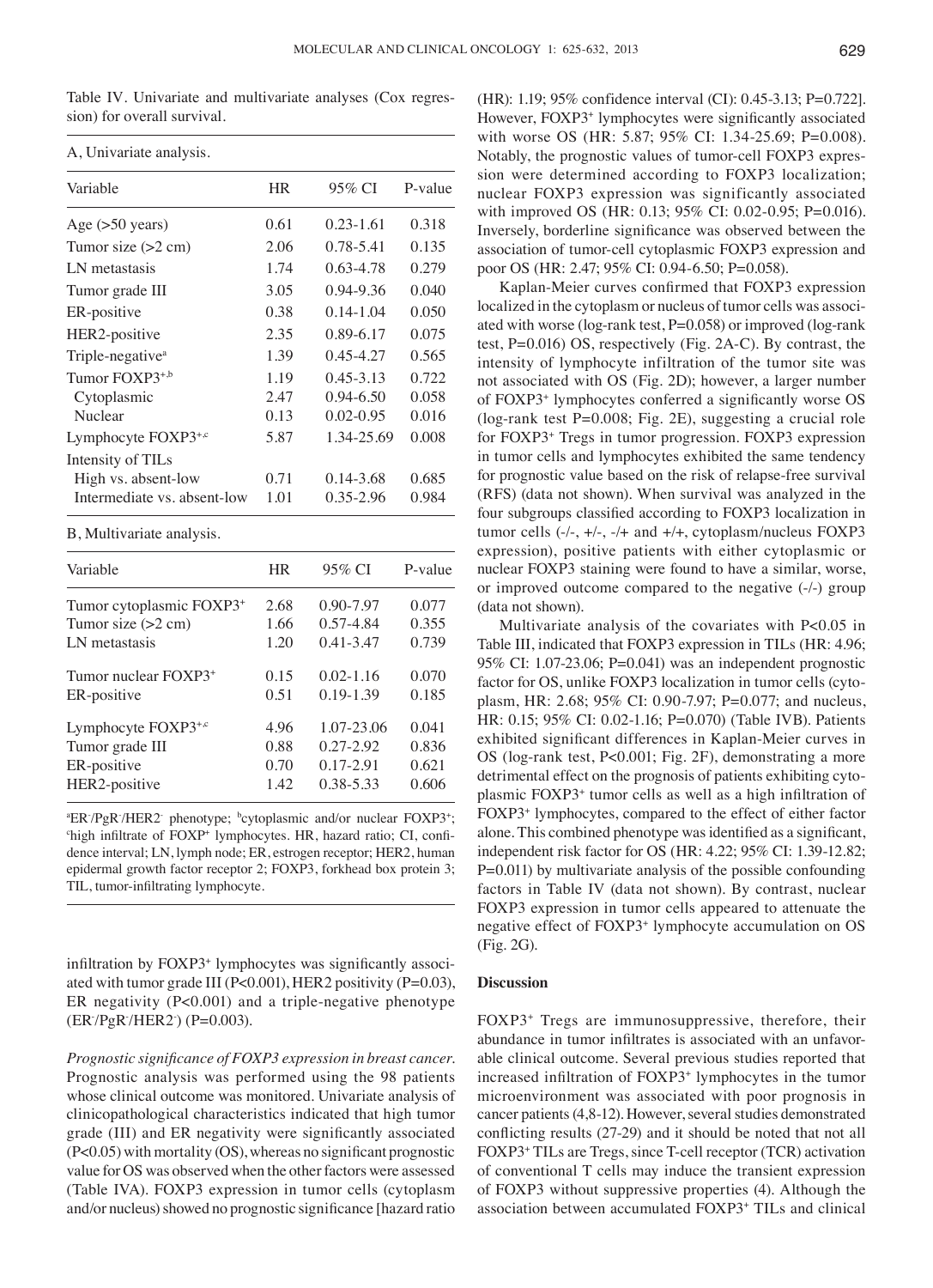Table IV. Univariate and multivariate analyses (Cox regression) for overall survival.

A, Univariate analysis.

| Variable | HR | 95% CI | P-value |
|---|---|---|---|
| Age (>50 years) | 0.61 | 0.23-1.61 | 0.318 |
| Tumor size (>2 cm) | 2.06 | 0.78-5.41 | 0.135 |
| LN metastasis | 1.74 | 0.63-4.78 | 0.279 |
| Tumor grade III | 3.05 | 0.94-9.36 | 0.040 |
| ER-positive | 0.38 | 0.14-1.04 | 0.050 |
| HER2-positive | 2.35 | 0.89-6.17 | 0.075 |
| Triple-negative[a] | 1.39 | 0.45-4.27 | 0.565 |
| Tumor FOXP3[+,b] | 1.19 | 0.45-3.13 | 0.722 |
| Cytoplasmic | 2.47 | 0.94-6.50 | 0.058 |
| Nuclear | 0.13 | 0.02-0.95 | 0.016 |
| Lymphocyte FOXP3[+,c] | 5.87 | 1.34-25.69 | 0.008 |
| Intensity of TILs | | | |
| High vs. absent-low | 0.71 | 0.14-3.68 | 0.685 |
| Intermediate vs. absent-low | 1.01 | 0.35-2.96 | 0.984 |

B, Multivariate analysis.

| Variable | HR | 95% CI | P-value |
|---|---|---|---|
| Tumor cytoplasmic FOXP3⁺ | 2.68 | 0.90-7.97 | 0.077 |
| Tumor size (>2 cm) | 1.66 | 0.57-4.84 | 0.355 |
| LN metastasis | 1.20 | 0.41-3.47 | 0.739 |
| Tumor nuclear FOXP3⁺ | 0.15 | 0.02-1.16 | 0.070 |
| ER-positive | 0.51 | 0.19-1.39 | 0.185 |
| Lymphocyte FOXP3[+,c] | 4.96 | 1.07-23.06 | 0.041 |
| Tumor grade III | 0.88 | 0.27-2.92 | 0.836 |
| ER-positive | 0.70 | 0.17-2.91 | 0.621 |
| HER2-positive | 1.42 | 0.38-5.33 | 0.606 |

[a]ER⁻/PgR⁻/HER2⁻ phenotype; [b]cytoplasmic and/or nuclear FOXP3⁺; [c]high infiltrate of FOXP⁺ lymphocytes. HR, hazard ratio; CI, confidence interval; LN, lymph node; ER, estrogen receptor; HER2, human epidermal growth factor receptor 2; FOXP3, forkhead box protein 3; TIL, tumor-infiltrating lymphocyte.

infiltration by FOXP3⁺ lymphocytes was significantly associated with tumor grade III (P<0.001), HER2 positivity (P=0.03), ER negativity (P<0.001) and a triple-negative phenotype (ER⁻/PgR⁻/HER2⁻) (P=0.003).

*Prognostic significance of FOXP3 expression in breast cancer.* Prognostic analysis was performed using the 98 patients whose clinical outcome was monitored. Univariate analysis of clinicopathological characteristics indicated that high tumor grade (III) and ER negativity were significantly associated (P<0.05) with mortality (OS), whereas no significant prognostic value for OS was observed when the other factors were assessed (Table IVA). FOXP3 expression in tumor cells (cytoplasm and/or nucleus) showed no prognostic significance [hazard ratio (HR): 1.19; 95% confidence interval (CI): 0.45-3.13; P=0.722]. However, FOXP3⁺ lymphocytes were significantly associated with worse OS (HR: 5.87; 95% CI: 1.34-25.69; P=0.008). Notably, the prognostic values of tumor-cell FOXP3 expression were determined according to FOXP3 localization; nuclear FOXP3 expression was significantly associated with improved OS (HR: 0.13; 95% CI: 0.02-0.95; P=0.016). Inversely, borderline significance was observed between the association of tumor-cell cytoplasmic FOXP3 expression and poor OS (HR: 2.47; 95% CI: 0.94-6.50; P=0.058).

Kaplan-Meier curves confirmed that FOXP3 expression localized in the cytoplasm or nucleus of tumor cells was associated with worse (log-rank test, P=0.058) or improved (log-rank test, P=0.016) OS, respectively (Fig. 2A-C). By contrast, the intensity of lymphocyte infiltration of the tumor site was not associated with OS (Fig. 2D); however, a larger number of FOXP3⁺ lymphocytes conferred a significantly worse OS (log-rank test P=0.008; Fig. 2E), suggesting a crucial role for FOXP3⁺ Tregs in tumor progression. FOXP3 expression in tumor cells and lymphocytes exhibited the same tendency for prognostic value based on the risk of relapse-free survival (RFS) (data not shown). When survival was analyzed in the four subgroups classified according to FOXP3 localization in tumor cells (-/-, +/-, -/+ and +/+, cytoplasm/nucleus FOXP3 expression), positive patients with either cytoplasmic or nuclear FOXP3 staining were found to have a similar, worse, or improved outcome compared to the negative (-/-) group (data not shown).

Multivariate analysis of the covariates with P<0.05 in Table III, indicated that FOXP3 expression in TILs (HR: 4.96; 95% CI: 1.07-23.06; P=0.041) was an independent prognostic factor for OS, unlike FOXP3 localization in tumor cells (cytoplasm, HR: 2.68; 95% CI: 0.90-7.97; P=0.077; and nucleus, HR: 0.15; 95% CI: 0.02-1.16; P=0.070) (Table IVB). Patients exhibited significant differences in Kaplan-Meier curves in OS (log-rank test, P<0.001; Fig. 2F), demonstrating a more detrimental effect on the prognosis of patients exhibiting cytoplasmic FOXP3⁺ tumor cells as well as a high infiltration of FOXP3⁺ lymphocytes, compared to the effect of either factor alone. This combined phenotype was identified as a significant, independent risk factor for OS (HR: 4.22; 95% CI: 1.39-12.82; P=0.011) by multivariate analysis of the possible confounding factors in Table IV (data not shown). By contrast, nuclear FOXP3 expression in tumor cells appeared to attenuate the negative effect of FOXP3⁺ lymphocyte accumulation on OS (Fig. 2G).

## Discussion

FOXP3⁺ Tregs are immunosuppressive, therefore, their abundance in tumor infiltrates is associated with an unfavorable clinical outcome. Several previous studies reported that increased infiltration of FOXP3⁺ lymphocytes in the tumor microenvironment was associated with poor prognosis in cancer patients (4,8-12). However, several studies demonstrated conflicting results (27-29) and it should be noted that not all FOXP3⁺ TILs are Tregs, since T-cell receptor (TCR) activation of conventional T cells may induce the transient expression of FOXP3 without suppressive properties (4). Although the association between accumulated FOXP3⁺ TILs and clinical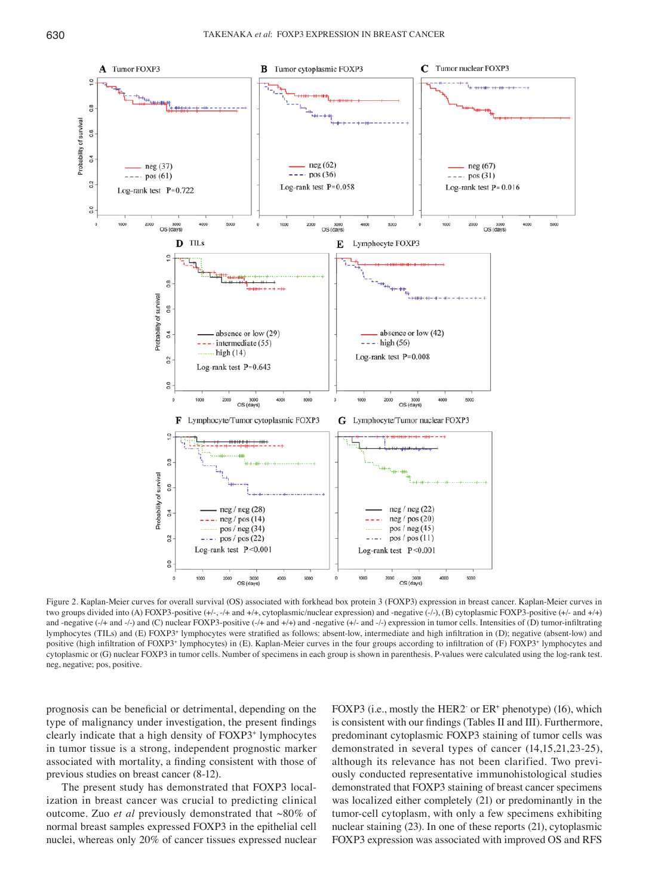Figure 2. Kaplan-Meier curves for overall survival (OS) associated with forkhead box protein 3 (FOXP3) expression in breast cancer. Kaplan-Meier curves in two groups divided into (A) FOXP3-positive (+/-, -/+ and +/+, cytoplasmic/nuclear expression) and -negative (-/-), (B) cytoplasmic FOXP3-positive (+/- and +/+) and -negative (-/+ and -/-) and (C) nuclear FOXP3-positive (-/+ and +/+) and -negative (+/- and -/-) expression in tumor cells. Intensities of (D) tumor-infiltrating lymphocytes (TILs) and (E) FOXP3[+] lymphocytes were stratified as follows: absent-low, intermediate and high infiltration in (D); negative (absent-low) and positive (high infiltration of FOXP3[+] lymphocytes) in (E). Kaplan-Meier curves in the four groups according to infiltration of (F) FOXP3[+] lymphocytes and cytoplasmic or (G) nuclear FOXP3 in tumor cells. Number of specimens in each group is shown in parenthesis. P-values were calculated using the log-rank test. neg, negative; pos, positive.

prognosis can be beneficial or detrimental, depending on the type of malignancy under investigation, the present findings clearly indicate that a high density of FOXP3[+] lymphocytes in tumor tissue is a strong, independent prognostic marker associated with mortality, a finding consistent with those of previous studies on breast cancer (8-12).

The present study has demonstrated that FOXP3 localization in breast cancer was crucial to predicting clinical outcome. Zuo *et al* previously demonstrated that ~80% of normal breast samples expressed FOXP3 in the epithelial cell nuclei, whereas only 20% of cancer tissues expressed nuclear FOXP3 (i.e., mostly the HER2[-] or ER[+] phenotype) (16), which is consistent with our findings (Tables II and III). Furthermore, predominant cytoplasmic FOXP3 staining of tumor cells was demonstrated in several types of cancer (14,15,21,23-25), although its relevance has not been clarified. Two previously conducted representative immunohistological studies demonstrated that FOXP3 staining of breast cancer specimens was localized either completely (21) or predominantly in the tumor-cell cytoplasm, with only a few specimens exhibiting nuclear staining (23). In one of these reports (21), cytoplasmic FOXP3 expression was associated with improved OS and RFS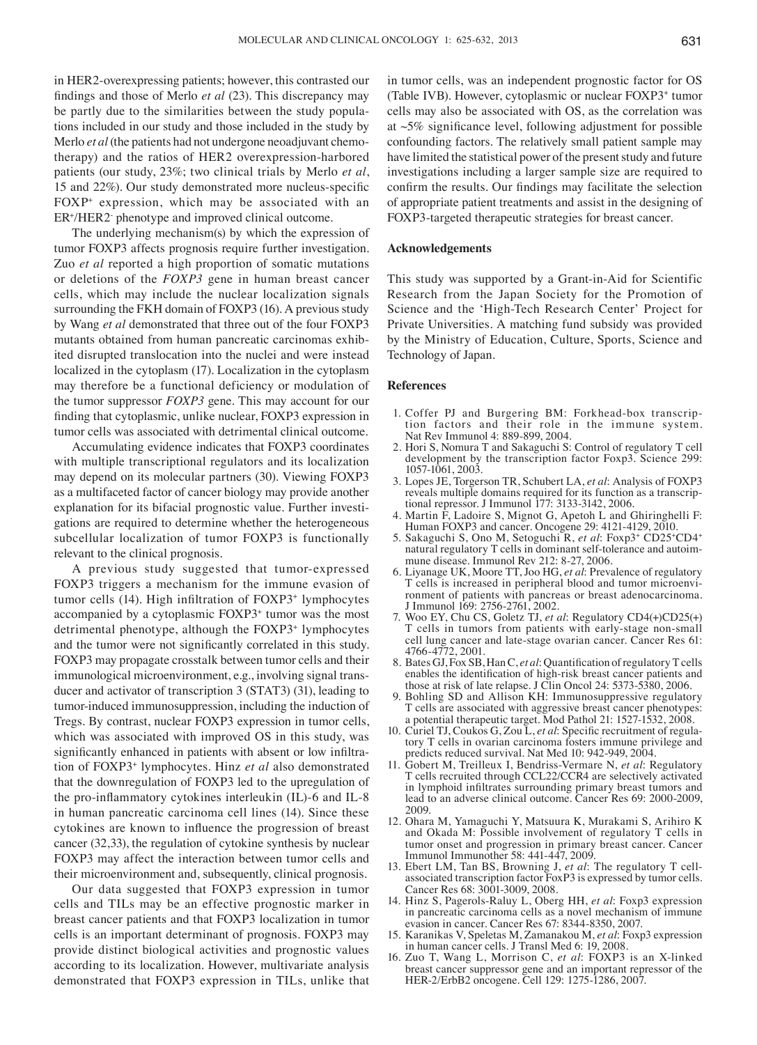in HER2-overexpressing patients; however, this contrasted our findings and those of Merlo *et al* (23). This discrepancy may be partly due to the similarities between the study populations included in our study and those included in the study by Merlo *et al* (the patients had not undergone neoadjuvant chemotherapy) and the ratios of HER2 overexpression-harbored patients (our study, 23%; two clinical trials by Merlo *et al*, 15 and 22%). Our study demonstrated more nucleus-specific $FOXP^+$ expression, which may be associated with an $ER^+$/$HER2^-$ phenotype and improved clinical outcome.

The underlying mechanism(s) by which the expression of tumor FOXP3 affects prognosis require further investigation. Zuo *et al* reported a high proportion of somatic mutations or deletions of the *FOXP3* gene in human breast cancer cells, which may include the nuclear localization signals surrounding the FKH domain of FOXP3 (16). A previous study by Wang *et al* demonstrated that three out of the four FOXP3 mutants obtained from human pancreatic carcinomas exhibited disrupted translocation into the nuclei and were instead localized in the cytoplasm (17). Localization in the cytoplasm may therefore be a functional deficiency or modulation of the tumor suppressor *FOXP3* gene. This may account for our finding that cytoplasmic, unlike nuclear, FOXP3 expression in tumor cells was associated with detrimental clinical outcome.

Accumulating evidence indicates that FOXP3 coordinates with multiple transcriptional regulators and its localization may depend on its molecular partners (30). Viewing FOXP3 as a multifaceted factor of cancer biology may provide another explanation for its bifacial prognostic value. Further investigations are required to determine whether the heterogeneous subcellular localization of tumor FOXP3 is functionally relevant to the clinical prognosis.

A previous study suggested that tumor-expressed FOXP3 triggers a mechanism for the immune evasion of tumor cells (14). High infiltration of $FOXP3^+$ lymphocytes accompanied by a cytoplasmic $FOXP3^+$ tumor was the most detrimental phenotype, although the $FOXP3^+$ lymphocytes and the tumor were not significantly correlated in this study. FOXP3 may propagate crosstalk between tumor cells and their immunological microenvironment, e.g., involving signal transducer and activator of transcription 3 (STAT3) (31), leading to tumor-induced immunosuppression, including the induction of Tregs. By contrast, nuclear FOXP3 expression in tumor cells, which was associated with improved OS in this study, was significantly enhanced in patients with absent or low infiltration of $FOXP3^+$ lymphocytes. Hinz *et al* also demonstrated that the downregulation of FOXP3 led to the upregulation of the pro-inflammatory cytokines interleukin (IL)-6 and IL-8 in human pancreatic carcinoma cell lines (14). Since these cytokines are known to influence the progression of breast cancer (32,33), the regulation of cytokine synthesis by nuclear FOXP3 may affect the interaction between tumor cells and their microenvironment and, subsequently, clinical prognosis.

Our data suggested that FOXP3 expression in tumor cells and TILs may be an effective prognostic marker in breast cancer patients and that FOXP3 localization in tumor cells is an important determinant of prognosis. FOXP3 may provide distinct biological activities and prognostic values according to its localization. However, multivariate analysis demonstrated that FOXP3 expression in TILs, unlike that in tumor cells, was an independent prognostic factor for OS (Table IVB). However, cytoplasmic or nuclear $FOXP3^+$ tumor cells may also be associated with OS, as the correlation was at ~5% significance level, following adjustment for possible confounding factors. The relatively small patient sample may have limited the statistical power of the present study and future investigations including a larger sample size are required to confirm the results. Our findings may facilitate the selection of appropriate patient treatments and assist in the designing of FOXP3-targeted therapeutic strategies for breast cancer.

## Acknowledgements

This study was supported by a Grant-in-Aid for Scientific Research from the Japan Society for the Promotion of Science and the 'High-Tech Research Center' Project for Private Universities. A matching fund subsidy was provided by the Ministry of Education, Culture, Sports, Science and Technology of Japan.

## References

1. Coffer PJ and Burgering BM: Forkhead-box transcription factors and their role in the immune system. Nat Rev Immunol 4: 889-899, 2004.
2. Hori S, Nomura T and Sakaguchi S: Control of regulatory T cell development by the transcription factor Foxp3. Science 299: 1057-1061, 2003.
3. Lopes JE, Torgerson TR, Schubert LA, *et al*: Analysis of FOXP3 reveals multiple domains required for its function as a transcriptional repressor. J Immunol 177: 3133-3142, 2006.
4. Martin F, Ladoire S, Mignot G, Apetoh L and Ghiringhelli F: Human FOXP3 and cancer. Oncogene 29: 4121-4129, 2010.
5. Sakaguchi S, Ono M, Setoguchi R, *et al*: $Foxp3^+$ $CD25^+CD4^+$ natural regulatory T cells in dominant self-tolerance and autoimmune disease. Immunol Rev 212: 8-27, 2006.
6. Liyanage UK, Moore TT, Joo HG, *et al*: Prevalence of regulatory T cells is increased in peripheral blood and tumor microenvironment of patients with pancreas or breast adenocarcinoma. J Immunol 169: 2756-2761, 2002.
7. Woo EY, Chu CS, Goletz TJ, *et al*: Regulatory CD4(+)CD25(+) T cells in tumors from patients with early-stage non-small cell lung cancer and late-stage ovarian cancer. Cancer Res 61: 4766-4772, 2001.
8. Bates GJ, Fox SB, Han C, *et al*: Quantification of regulatory T cells enables the identification of high-risk breast cancer patients and those at risk of late relapse. J Clin Oncol 24: 5373-5380, 2006.
9. Bohling SD and Allison KH: Immunosuppressive regulatory T cells are associated with aggressive breast cancer phenotypes: a potential therapeutic target. Mod Pathol 21: 1527-1532, 2008.
10. Curiel TJ, Coukos G, Zou L, *et al*: Specific recruitment of regulatory T cells in ovarian carcinoma fosters immune privilege and predicts reduced survival. Nat Med 10: 942-949, 2004.
11. Gobert M, Treilleux I, Bendriss-Vermare N, *et al*: Regulatory T cells recruited through CCL22/CCR4 are selectively activated in lymphoid infiltrates surrounding primary breast tumors and lead to an adverse clinical outcome. Cancer Res 69: 2000-2009, 2009.
12. Ohara M, Yamaguchi Y, Matsuura K, Murakami S, Arihiro K and Okada M: Possible involvement of regulatory T cells in tumor onset and progression in primary breast cancer. Cancer Immunol Immunother 58: 441-447, 2009.
13. Ebert LM, Tan BS, Browning J, *et al*: The regulatory T cell-associated transcription factor FoxP3 is expressed by tumor cells. Cancer Res 68: 3001-3009, 2008.
14. Hinz S, Pagerols-Raluy L, Oberg HH, *et al*: Foxp3 expression in pancreatic carcinoma cells as a novel mechanism of immune evasion in cancer. Cancer Res 67: 8344-8350, 2007.
15. Karanikas V, Speletas M, Zamanakou M, *et al*: Foxp3 expression in human cancer cells. J Transl Med 6: 19, 2008.
16. Zuo T, Wang L, Morrison C, *et al*: FOXP3 is an X-linked breast cancer suppressor gene and an important repressor of the HER-2/ErbB2 oncogene. Cell 129: 1275-1286, 2007.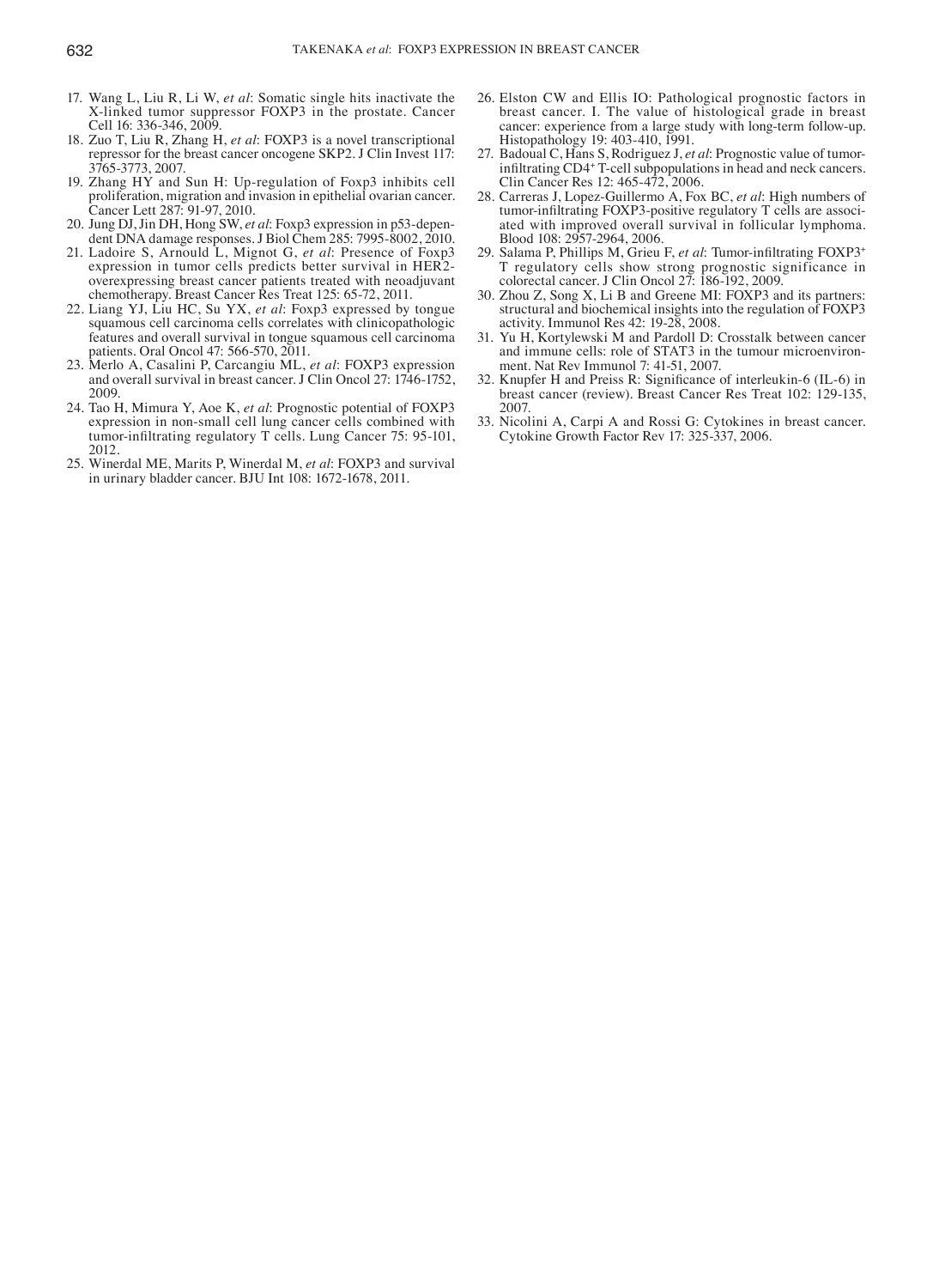17. Wang L, Liu R, Li W, *et al*: Somatic single hits inactivate the X-linked tumor suppressor FOXP3 in the prostate. Cancer Cell 16: 336-346, 2009.
18. Zuo T, Liu R, Zhang H, *et al*: FOXP3 is a novel transcriptional repressor for the breast cancer oncogene SKP2. J Clin Invest 117: 3765-3773, 2007.
19. Zhang HY and Sun H: Up-regulation of Foxp3 inhibits cell proliferation, migration and invasion in epithelial ovarian cancer. Cancer Lett 287: 91-97, 2010.
20. Jung DJ, Jin DH, Hong SW, *et al*: Foxp3 expression in p53-dependent DNA damage responses. J Biol Chem 285: 7995-8002, 2010.
21. Ladoire S, Arnould L, Mignot G, *et al*: Presence of Foxp3 expression in tumor cells predicts better survival in HER2-overexpressing breast cancer patients treated with neoadjuvant chemotherapy. Breast Cancer Res Treat 125: 65-72, 2011.
22. Liang YJ, Liu HC, Su YX, *et al*: Foxp3 expressed by tongue squamous cell carcinoma cells correlates with clinicopathologic features and overall survival in tongue squamous cell carcinoma patients. Oral Oncol 47: 566-570, 2011.
23. Merlo A, Casalini P, Carcangiu ML, *et al*: FOXP3 expression and overall survival in breast cancer. J Clin Oncol 27: 1746-1752, 2009.
24. Tao H, Mimura Y, Aoe K, *et al*: Prognostic potential of FOXP3 expression in non-small cell lung cancer cells combined with tumor-infiltrating regulatory T cells. Lung Cancer 75: 95-101, 2012.
25. Winerdal ME, Marits P, Winerdal M, *et al*: FOXP3 and survival in urinary bladder cancer. BJU Int 108: 1672-1678, 2011.
26. Elston CW and Ellis IO: Pathological prognostic factors in breast cancer. I. The value of histological grade in breast cancer: experience from a large study with long-term follow-up. Histopathology 19: 403-410, 1991.
27. Badoual C, Hans S, Rodriguez J, *et al*: Prognostic value of tumor-infiltrating $CD4^+$ T-cell subpopulations in head and neck cancers. Clin Cancer Res 12: 465-472, 2006.
28. Carreras J, Lopez-Guillermo A, Fox BC, *et al*: High numbers of tumor-infiltrating FOXP3-positive regulatory T cells are associated with improved overall survival in follicular lymphoma. Blood 108: 2957-2964, 2006.
29. Salama P, Phillips M, Grieu F, *et al*: Tumor-infiltrating $FOXP3^+$ T regulatory cells show strong prognostic significance in colorectal cancer. J Clin Oncol 27: 186-192, 2009.
30. Zhou Z, Song X, Li B and Greene MI: FOXP3 and its partners: structural and biochemical insights into the regulation of FOXP3 activity. Immunol Res 42: 19-28, 2008.
31. Yu H, Kortylewski M and Pardoll D: Crosstalk between cancer and immune cells: role of STAT3 in the tumour microenvironment. Nat Rev Immunol 7: 41-51, 2007.
32. Knupfer H and Preiss R: Significance of interleukin-6 (IL-6) in breast cancer (review). Breast Cancer Res Treat 102: 129-135, 2007.
33. Nicolini A, Carpi A and Rossi G: Cytokines in breast cancer. Cytokine Growth Factor Rev 17: 325-337, 2006.